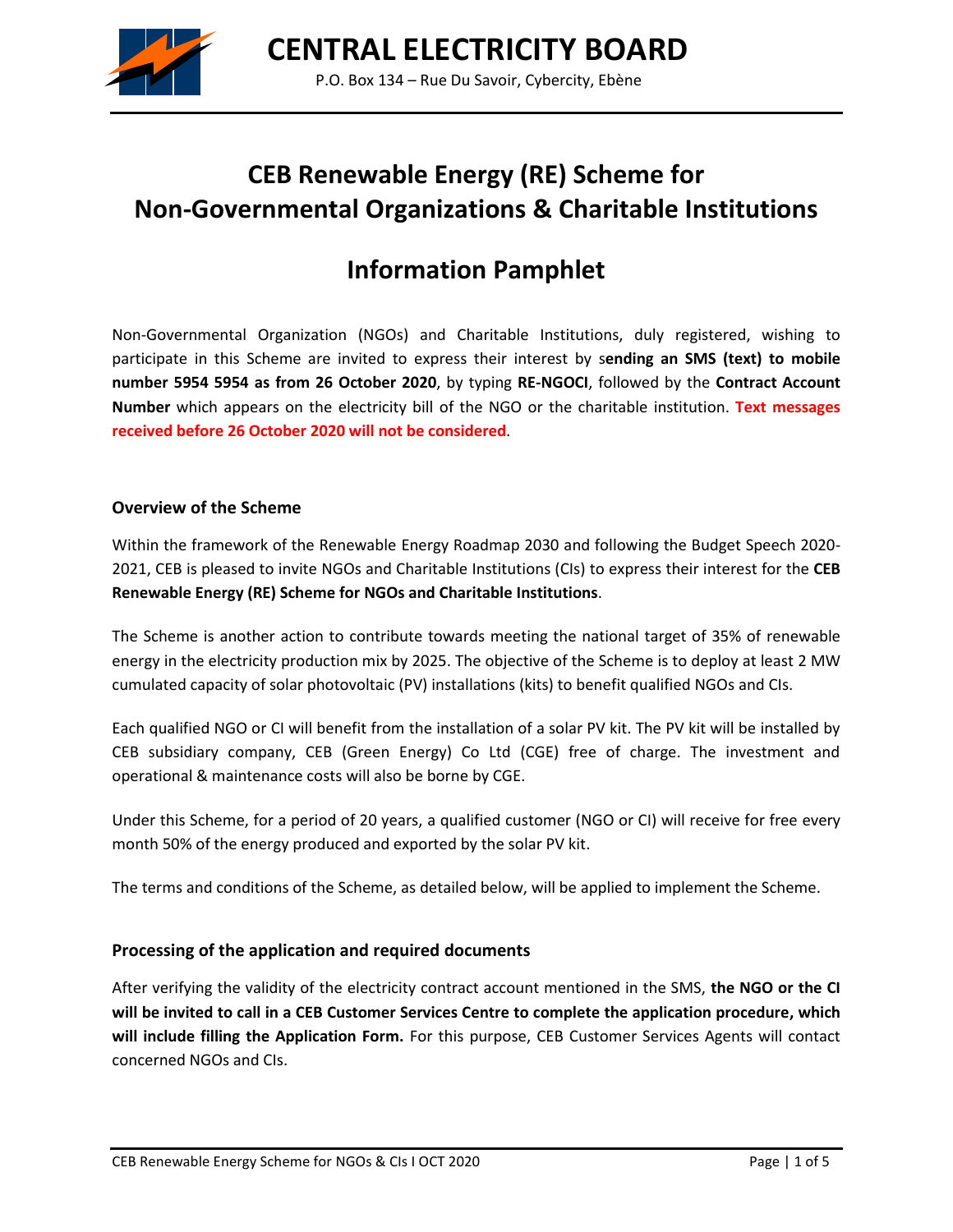# CENTRAL ELECTRICITY BOARD

P.O. Box 134 – Rue Du Savoir, Cybercity, Ebène

## CEB Renewable Energy (RE) Scheme for Non-Governmental Organizations & Charitable Institutions

## Information Pamphlet

Non-Governmental Organization (NGOs) and Charitable Institutions, duly registered, wishing to participate in this Scheme are invited to express their interest by s**ending an SMS (text) to mobile number 5954 5954 as from 26 October 2020**, by typing **RE-NGOCI**, followed by the **Contract Account Number** which appears on the electricity bill of the NGO or the charitable institution. **Text messages received before 26 October 2020 will not be considered**.

### Overview of the Scheme

Within the framework of the Renewable Energy Roadmap 2030 and following the Budget Speech 2020-2021, CEB is pleased to invite NGOs and Charitable Institutions (CIs) to express their interest for the **CEB Renewable Energy (RE) Scheme for NGOs and Charitable Institutions**.

The Scheme is another action to contribute towards meeting the national target of 35% of renewable energy in the electricity production mix by 2025. The objective of the Scheme is to deploy at least 2 MW cumulated capacity of solar photovoltaic (PV) installations (kits) to benefit qualified NGOs and CIs.

Each qualified NGO or CI will benefit from the installation of a solar PV kit. The PV kit will be installed by CEB subsidiary company, CEB (Green Energy) Co Ltd (CGE) free of charge. The investment and operational & maintenance costs will also be borne by CGE.

Under this Scheme, for a period of 20 years, a qualified customer (NGO or CI) will receive for free every month 50% of the energy produced and exported by the solar PV kit.

The terms and conditions of the Scheme, as detailed below, will be applied to implement the Scheme.

### Processing of the application and required documents

After verifying the validity of the electricity contract account mentioned in the SMS, **the NGO or the CI will be invited to call in a CEB Customer Services Centre to complete the application procedure, which will include filling the Application Form.** For this purpose, CEB Customer Services Agents will contact concerned NGOs and CIs.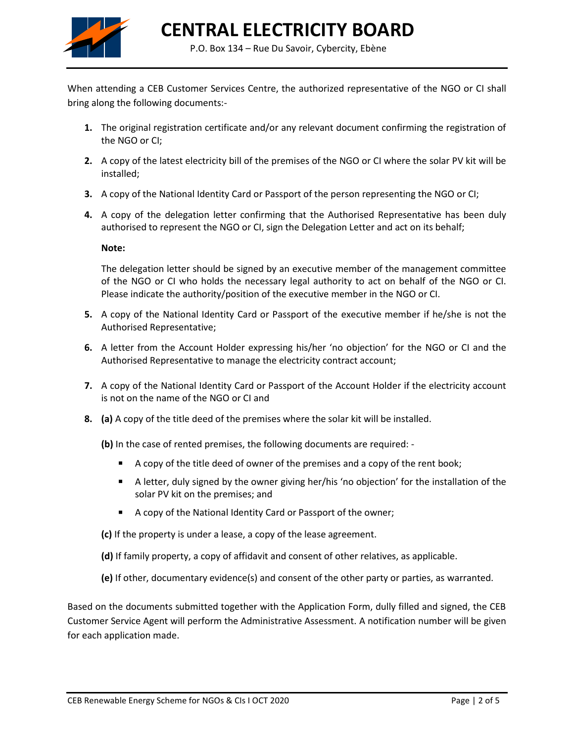When attending a CEB Customer Services Centre, the authorized representative of the NGO or CI shall bring along the following documents:-

1. The original registration certificate and/or any relevant document confirming the registration of the NGO or CI;

2. A copy of the latest electricity bill of the premises of the NGO or CI where the solar PV kit will be installed;

3. A copy of the National Identity Card or Passport of the person representing the NGO or CI;

4. A copy of the delegation letter confirming that the Authorised Representative has been duly authorised to represent the NGO or CI, sign the Delegation Letter and act on its behalf;

   **Note:**

   The delegation letter should be signed by an executive member of the management committee of the NGO or CI who holds the necessary legal authority to act on behalf of the NGO or CI. Please indicate the authority/position of the executive member in the NGO or CI.

5. A copy of the National Identity Card or Passport of the executive member if he/she is not the Authorised Representative;

6. A letter from the Account Holder expressing his/her 'no objection' for the NGO or CI and the Authorised Representative to manage the electricity contract account;

7. A copy of the National Identity Card or Passport of the Account Holder if the electricity account is not on the name of the NGO or CI and

8. **(a)** A copy of the title deed of the premises where the solar kit will be installed.

   **(b)** In the case of rented premises, the following documents are required: -

   - A copy of the title deed of owner of the premises and a copy of the rent book;
   - A letter, duly signed by the owner giving her/his 'no objection' for the installation of the solar PV kit on the premises; and
   - A copy of the National Identity Card or Passport of the owner;

   **(c)** If the property is under a lease, a copy of the lease agreement.

   **(d)** If family property, a copy of affidavit and consent of other relatives, as applicable.

   **(e)** If other, documentary evidence(s) and consent of the other party or parties, as warranted.

Based on the documents submitted together with the Application Form, dully filled and signed, the CEB Customer Service Agent will perform the Administrative Assessment. A notification number will be given for each application made.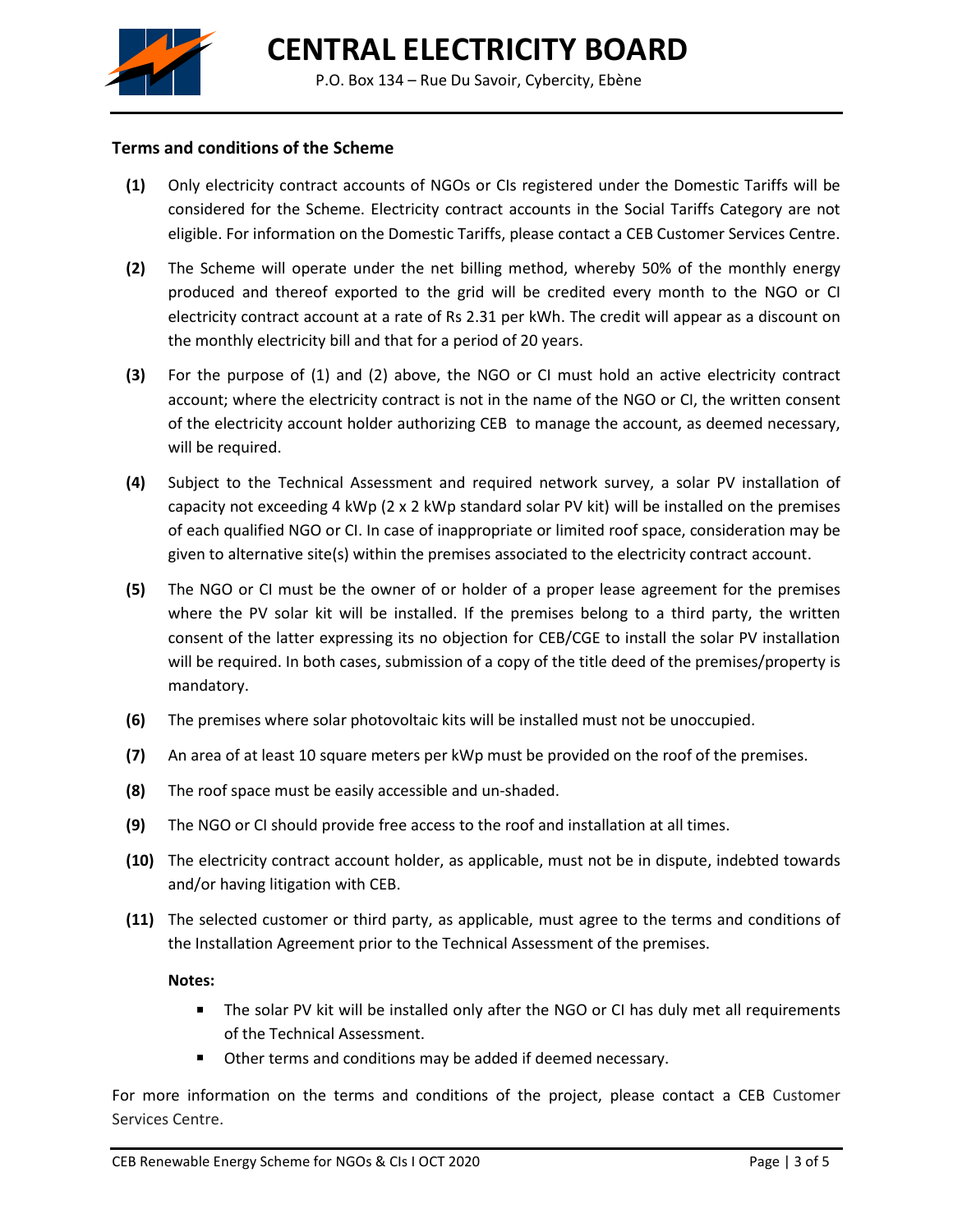### Terms and conditions of the Scheme

**(1)** Only electricity contract accounts of NGOs or CIs registered under the Domestic Tariffs will be considered for the Scheme. Electricity contract accounts in the Social Tariffs Category are not eligible. For information on the Domestic Tariffs, please contact a CEB Customer Services Centre.

**(2)** The Scheme will operate under the net billing method, whereby 50% of the monthly energy produced and thereof exported to the grid will be credited every month to the NGO or CI electricity contract account at a rate of Rs 2.31 per kWh. The credit will appear as a discount on the monthly electricity bill and that for a period of 20 years.

**(3)** For the purpose of (1) and (2) above, the NGO or CI must hold an active electricity contract account; where the electricity contract is not in the name of the NGO or CI, the written consent of the electricity account holder authorizing CEB to manage the account, as deemed necessary, will be required.

**(4)** Subject to the Technical Assessment and required network survey, a solar PV installation of capacity not exceeding 4 kWp (2 x 2 kWp standard solar PV kit) will be installed on the premises of each qualified NGO or CI. In case of inappropriate or limited roof space, consideration may be given to alternative site(s) within the premises associated to the electricity contract account.

**(5)** The NGO or CI must be the owner of or holder of a proper lease agreement for the premises where the PV solar kit will be installed. If the premises belong to a third party, the written consent of the latter expressing its no objection for CEB/CGE to install the solar PV installation will be required. In both cases, submission of a copy of the title deed of the premises/property is mandatory.

**(6)** The premises where solar photovoltaic kits will be installed must not be unoccupied.

**(7)** An area of at least 10 square meters per kWp must be provided on the roof of the premises.

**(8)** The roof space must be easily accessible and un-shaded.

**(9)** The NGO or CI should provide free access to the roof and installation at all times.

**(10)** The electricity contract account holder, as applicable, must not be in dispute, indebted towards and/or having litigation with CEB.

**(11)** The selected customer or third party, as applicable, must agree to the terms and conditions of the Installation Agreement prior to the Technical Assessment of the premises.

**Notes:**

- The solar PV kit will be installed only after the NGO or CI has duly met all requirements of the Technical Assessment.
- Other terms and conditions may be added if deemed necessary.

For more information on the terms and conditions of the project, please contact a CEB Customer Services Centre.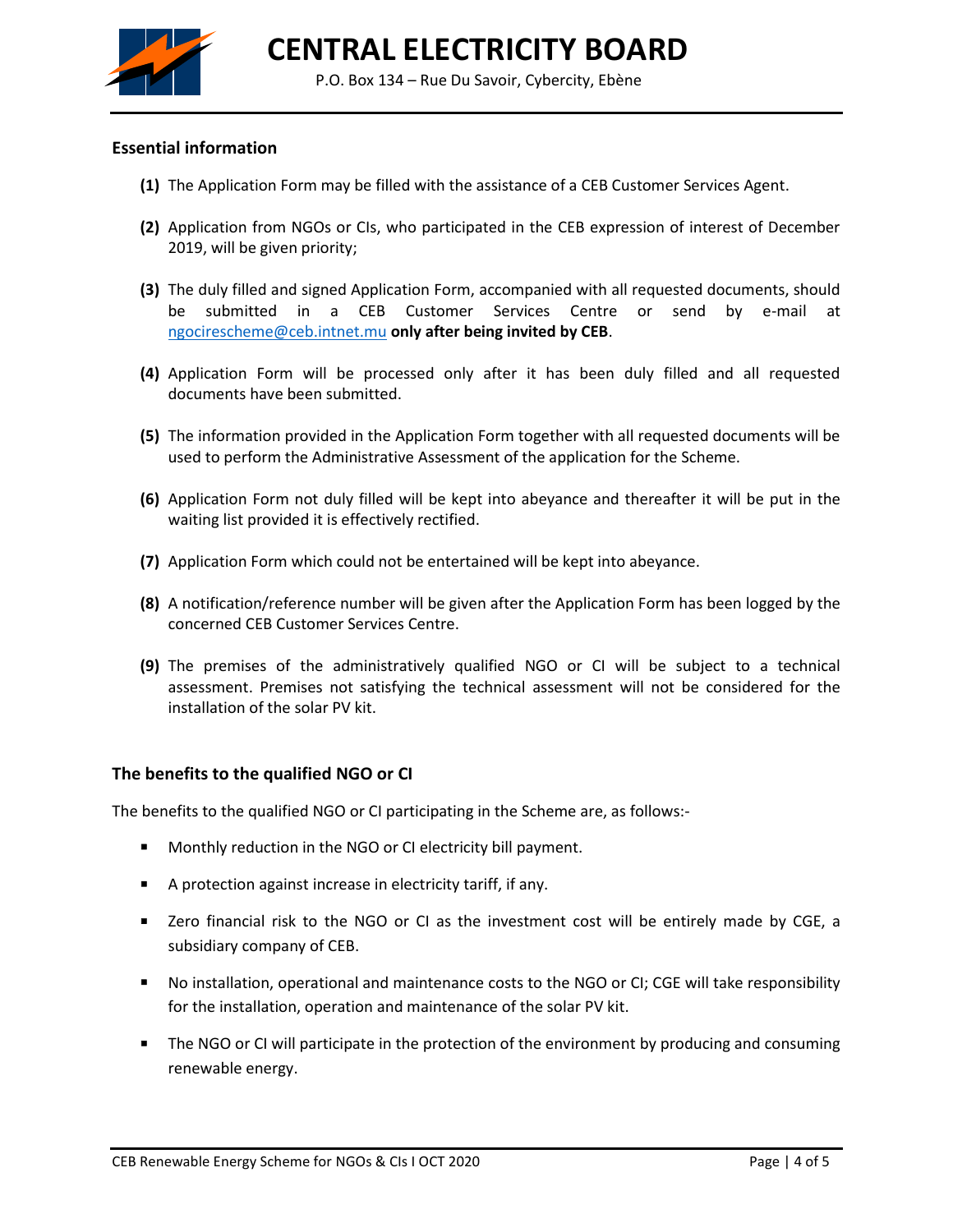## Essential information

**(1)** The Application Form may be filled with the assistance of a CEB Customer Services Agent.

**(2)** Application from NGOs or CIs, who participated in the CEB expression of interest of December 2019, will be given priority;

**(3)** The duly filled and signed Application Form, accompanied with all requested documents, should be submitted in a CEB Customer Services Centre or send by e-mail at ngociresche me@ceb.intnet.mu **only after being invited by CEB**.

**(4)** Application Form will be processed only after it has been duly filled and all requested documents have been submitted.

**(5)** The information provided in the Application Form together with all requested documents will be used to perform the Administrative Assessment of the application for the Scheme.

**(6)** Application Form not duly filled will be kept into abeyance and thereafter it will be put in the waiting list provided it is effectively rectified.

**(7)** Application Form which could not be entertained will be kept into abeyance.

**(8)** A notification/reference number will be given after the Application Form has been logged by the concerned CEB Customer Services Centre.

**(9)** The premises of the administratively qualified NGO or CI will be subject to a technical assessment. Premises not satisfying the technical assessment will not be considered for the installation of the solar PV kit.

## The benefits to the qualified NGO or CI

The benefits to the qualified NGO or CI participating in the Scheme are, as follows:-

- Monthly reduction in the NGO or CI electricity bill payment.
- A protection against increase in electricity tariff, if any.
- Zero financial risk to the NGO or CI as the investment cost will be entirely made by CGE, a subsidiary company of CEB.
- No installation, operational and maintenance costs to the NGO or CI; CGE will take responsibility for the installation, operation and maintenance of the solar PV kit.
- The NGO or CI will participate in the protection of the environment by producing and consuming renewable energy.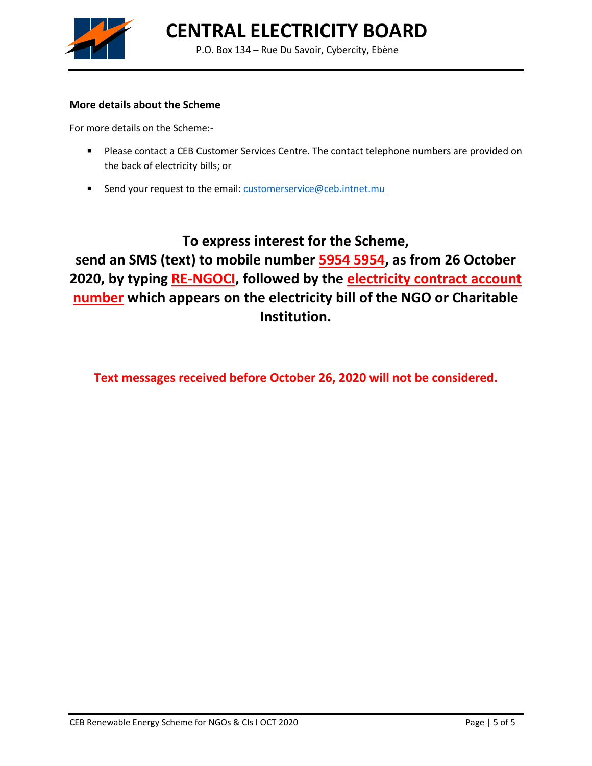**More details about the Scheme**

For more details on the Scheme:-

- Please contact a CEB Customer Services Centre. The contact telephone numbers are provided on the back of electricity bills; or
- Send your request to the email: customerservice@ceb.intnet.mu

**To express interest for the Scheme, send an SMS (text) to mobile number 5954 5954, as from 26 October 2020, by typing RE-NGOCI, followed by the electricity contract account number which appears on the electricity bill of the NGO or Charitable Institution.**

**Text messages received before October 26, 2020 will not be considered.**